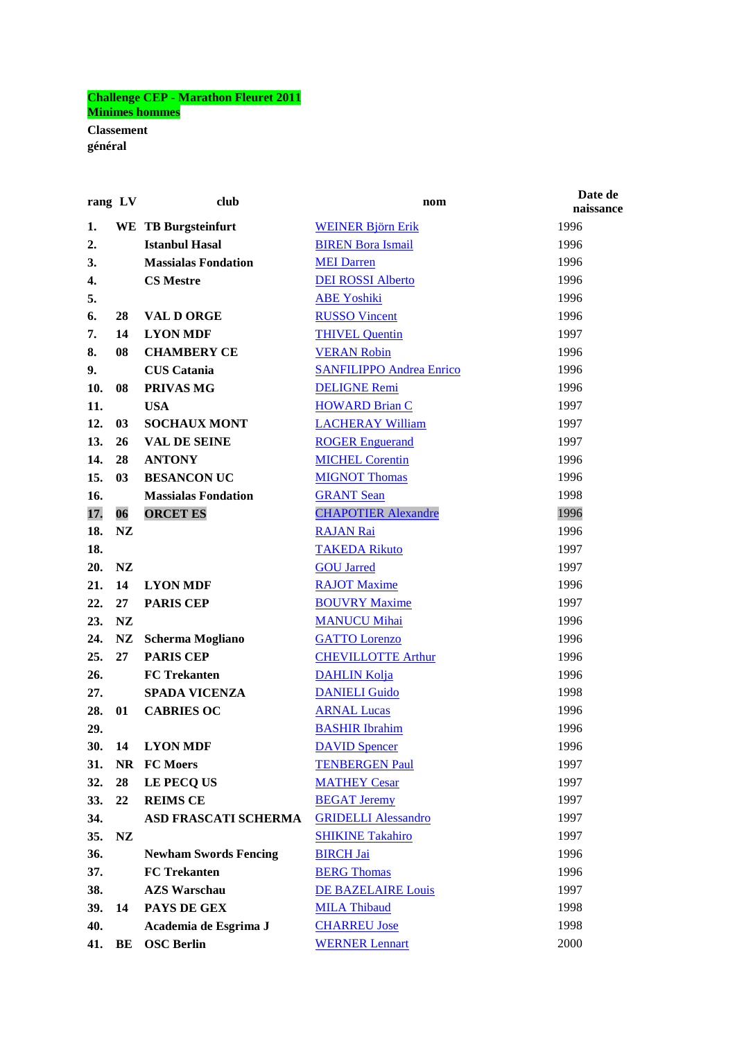**Challenge CEP - Marathon Fleuret 2011**
**Minimes hommes**

**Classement général**

| rang | LV | club | nom | Date de naissance |
|---|---|---|---|---|
| 1. | WE | TB Burgsteinfurt | WEINER Björn Erik | 1996 |
| 2. | | Istanbul Hasal | BIREN Bora Ismail | 1996 |
| 3. | | Massialas Fondation | MEI Darren | 1996 |
| 4. | | CS Mestre | DEI ROSSI Alberto | 1996 |
| 5. | | | ABE Yoshiki | 1996 |
| 6. | 28 | VAL D ORGE | RUSSO Vincent | 1996 |
| 7. | 14 | LYON MDF | THIVEL Quentin | 1997 |
| 8. | 08 | CHAMBERY CE | VERAN Robin | 1996 |
| 9. | | CUS Catania | SANFILIPPO Andrea Enrico | 1996 |
| 10. | 08 | PRIVAS MG | DELIGNE Remi | 1996 |
| 11. | | USA | HOWARD Brian C | 1997 |
| 12. | 03 | SOCHAUX MONT | LACHERAY William | 1997 |
| 13. | 26 | VAL DE SEINE | ROGER Enguerand | 1997 |
| 14. | 28 | ANTONY | MICHEL Corentin | 1996 |
| 15. | 03 | BESANCON UC | MIGNOT Thomas | 1996 |
| 16. | | Massialas Fondation | GRANT Sean | 1998 |
| 17. | 06 | ORCET ES | CHAPOTIER Alexandre | 1996 |
| 18. | NZ | | RAJAN Rai | 1996 |
| 18. | | | TAKEDA Rikuto | 1997 |
| 20. | NZ | | GOU Jarred | 1997 |
| 21. | 14 | LYON MDF | RAJOT Maxime | 1996 |
| 22. | 27 | PARIS CEP | BOUVRY Maxime | 1997 |
| 23. | NZ | | MANUCU Mihai | 1996 |
| 24. | NZ | Scherma Mogliano | GATTO Lorenzo | 1996 |
| 25. | 27 | PARIS CEP | CHEVILLOTTE Arthur | 1996 |
| 26. | | FC Trekanten | DAHLIN Kolja | 1996 |
| 27. | | SPADA VICENZA | DANIELI Guido | 1998 |
| 28. | 01 | CABRIES OC | ARNAL Lucas | 1996 |
| 29. | | | BASHIR Ibrahim | 1996 |
| 30. | 14 | LYON MDF | DAVID Spencer | 1996 |
| 31. | NR | FC Moers | TENBERGEN Paul | 1997 |
| 32. | 28 | LE PECQ US | MATHEY Cesar | 1997 |
| 33. | 22 | REIMS CE | BEGAT Jeremy | 1997 |
| 34. | | ASD FRASCATI SCHERMA | GRIDELLI Alessandro | 1997 |
| 35. | NZ | | SHIKINE Takahiro | 1997 |
| 36. | | Newham Swords Fencing | BIRCH Jai | 1996 |
| 37. | | FC Trekanten | BERG Thomas | 1996 |
| 38. | | AZS Warschau | DE BAZELAIRE Louis | 1997 |
| 39. | 14 | PAYS DE GEX | MILA Thibaud | 1998 |
| 40. | | Academia de Esgrima J | CHARREU Jose | 1998 |
| 41. | BE | OSC Berlin | WERNER Lennart | 2000 |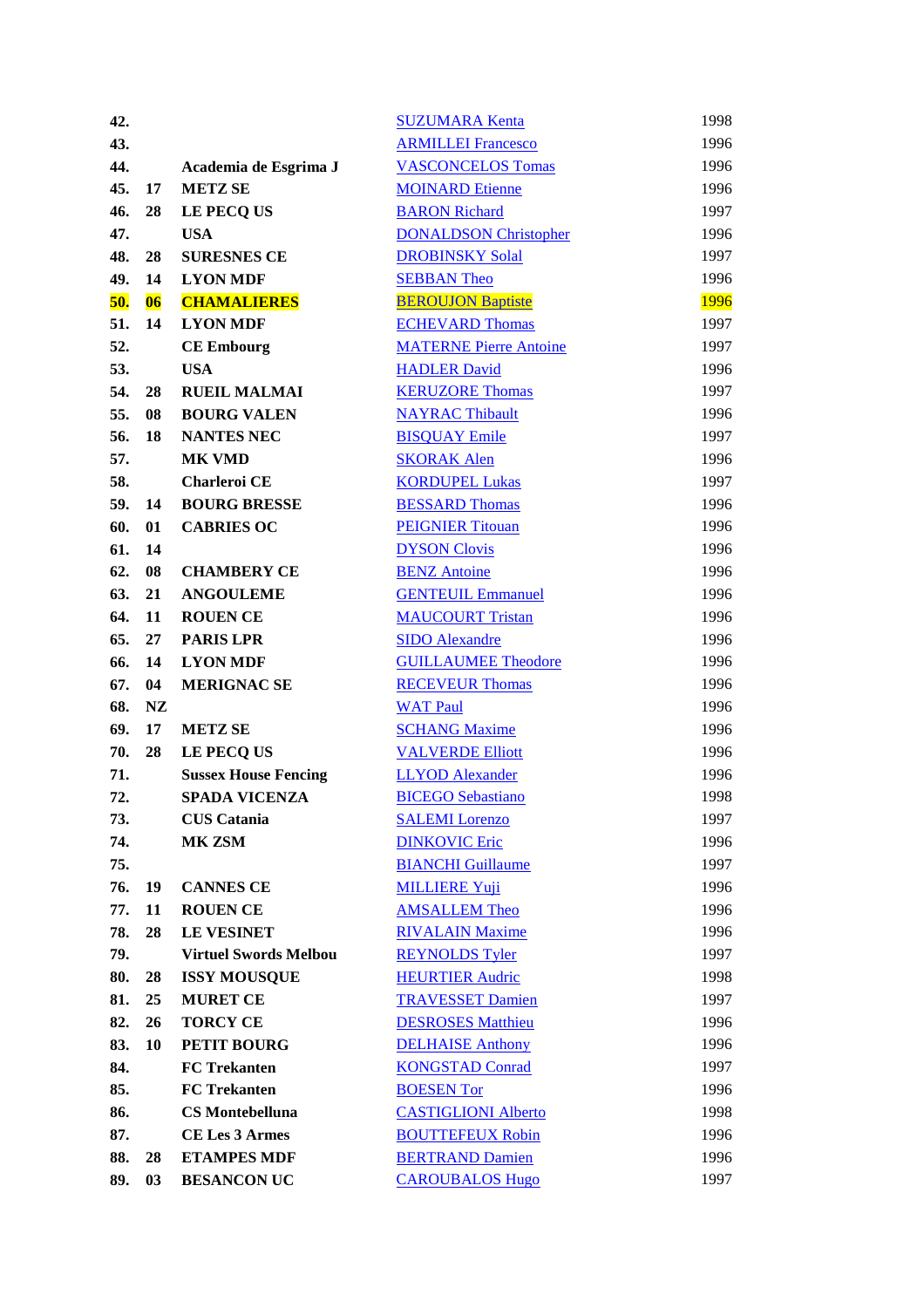| | | | | |
|---|---|---|---|---|
| **42.** | | | SUZUMARA Kenta | 1998 |
| **43.** | | | ARMILLEI Francesco | 1996 |
| **44.** | | **Academia de Esgrima J** | VASCONCELOS Tomas | 1996 |
| **45.** | **17** | **METZ SE** | MOINARD Etienne | 1996 |
| **46.** | **28** | **LE PECQ US** | BARON Richard | 1997 |
| **47.** | | **USA** | DONALDSON Christopher | 1996 |
| **48.** | **28** | **SURESNES CE** | DROBINSKY Solal | 1997 |
| **49.** | **14** | **LYON MDF** | SEBBAN Theo | 1996 |
| **50.** | **06** | **CHAMALIERES** | BEROUJON Baptiste | 1996 |
| **51.** | **14** | **LYON MDF** | ECHEVARD Thomas | 1997 |
| **52.** | | **CE Embourg** | MATERNE Pierre Antoine | 1997 |
| **53.** | | **USA** | HADLER David | 1996 |
| **54.** | **28** | **RUEIL MALMAI** | KERUZORE Thomas | 1997 |
| **55.** | **08** | **BOURG VALEN** | NAYRAC Thibault | 1996 |
| **56.** | **18** | **NANTES NEC** | BISQUAY Emile | 1997 |
| **57.** | | **MK VMD** | SKORAK Alen | 1996 |
| **58.** | | **Charleroi CE** | KORDUPEL Lukas | 1997 |
| **59.** | **14** | **BOURG BRESSE** | BESSARD Thomas | 1996 |
| **60.** | **01** | **CABRIES OC** | PEIGNIER Titouan | 1996 |
| **61.** | **14** | | DYSON Clovis | 1996 |
| **62.** | **08** | **CHAMBERY CE** | BENZ Antoine | 1996 |
| **63.** | **21** | **ANGOULEME** | GENTEUIL Emmanuel | 1996 |
| **64.** | **11** | **ROUEN CE** | MAUCOURT Tristan | 1996 |
| **65.** | **27** | **PARIS LPR** | SIDO Alexandre | 1996 |
| **66.** | **14** | **LYON MDF** | GUILLAUMEE Theodore | 1996 |
| **67.** | **04** | **MERIGNAC SE** | RECEVEUR Thomas | 1996 |
| **68.** | **NZ** | | WAT Paul | 1996 |
| **69.** | **17** | **METZ SE** | SCHANG Maxime | 1996 |
| **70.** | **28** | **LE PECQ US** | VALVERDE Elliott | 1996 |
| **71.** | | **Sussex House Fencing** | LLYOD Alexander | 1996 |
| **72.** | | **SPADA VICENZA** | BICEGO Sebastiano | 1998 |
| **73.** | | **CUS Catania** | SALEMI Lorenzo | 1997 |
| **74.** | | **MK ZSM** | DINKOVIC Eric | 1996 |
| **75.** | | | BIANCHI Guillaume | 1997 |
| **76.** | **19** | **CANNES CE** | MILLIERE Yuji | 1996 |
| **77.** | **11** | **ROUEN CE** | AMSALLEM Theo | 1996 |
| **78.** | **28** | **LE VESINET** | RIVALAIN Maxime | 1996 |
| **79.** | | **Virtuel Swords Melbou** | REYNOLDS Tyler | 1997 |
| **80.** | **28** | **ISSY MOUSQUE** | HEURTIER Audric | 1998 |
| **81.** | **25** | **MURET CE** | TRAVESSET Damien | 1997 |
| **82.** | **26** | **TORCY CE** | DESROSES Matthieu | 1996 |
| **83.** | **10** | **PETIT BOURG** | DELHAISE Anthony | 1996 |
| **84.** | | **FC Trekanten** | KONGSTAD Conrad | 1997 |
| **85.** | | **FC Trekanten** | BOESEN Tor | 1996 |
| **86.** | | **CS Montebelluna** | CASTIGLIONI Alberto | 1998 |
| **87.** | | **CE Les 3 Armes** | BOUTTEFEUX Robin | 1996 |
| **88.** | **28** | **ETAMPES MDF** | BERTRAND Damien | 1996 |
| **89.** | **03** | **BESANCON UC** | CAROUBALOS Hugo | 1997 |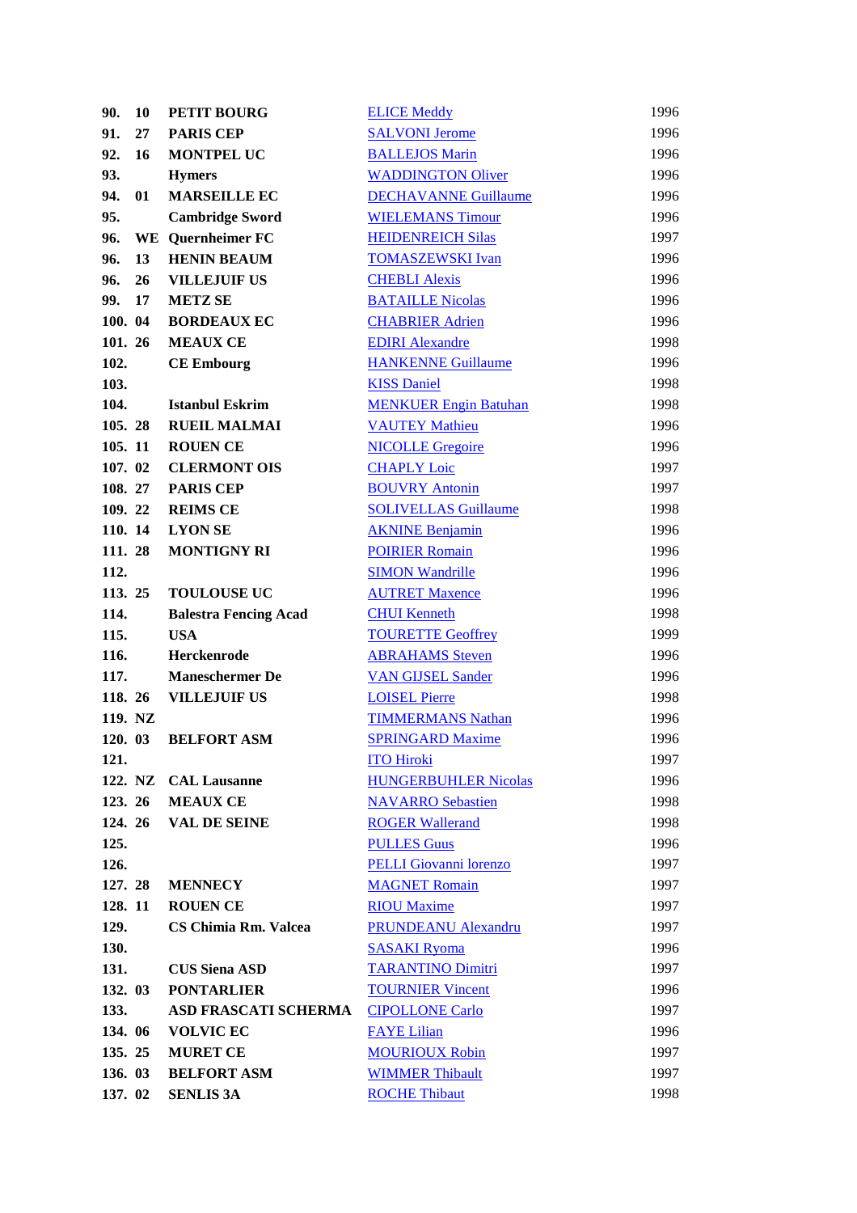| | | | | |
|---|---|---|---|---|
| **90.** | **10** | **PETIT BOURG** | ELICE Meddy | 1996 |
| **91.** | **27** | **PARIS CEP** | SALVONI Jerome | 1996 |
| **92.** | **16** | **MONTPEL UC** | BALLEJOS Marin | 1996 |
| **93.** | | **Hymers** | WADDINGTON Oliver | 1996 |
| **94.** | **01** | **MARSEILLE EC** | DECHAVANNE Guillaume | 1996 |
| **95.** | | **Cambridge Sword** | WIELEMANS Timour | 1996 |
| **96.** | **WE** | **Quernheimer FC** | HEIDENREICH Silas | 1997 |
| **96.** | **13** | **HENIN BEAUM** | TOMASZEWSKI Ivan | 1996 |
| **96.** | **26** | **VILLEJUIF US** | CHEBLI Alexis | 1996 |
| **99.** | **17** | **METZ SE** | BATAILLE Nicolas | 1996 |
| **100.** | **04** | **BORDEAUX EC** | CHABRIER Adrien | 1996 |
| **101.** | **26** | **MEAUX CE** | EDIRI Alexandre | 1998 |
| **102.** | | **CE Embourg** | HANKENNE Guillaume | 1996 |
| **103.** | | | KISS Daniel | 1998 |
| **104.** | | **Istanbul Eskrim** | MENKUER Engin Batuhan | 1998 |
| **105.** | **28** | **RUEIL MALMAI** | VAUTEY Mathieu | 1996 |
| **105.** | **11** | **ROUEN CE** | NICOLLE Gregoire | 1996 |
| **107.** | **02** | **CLERMONT OIS** | CHAPLY Loic | 1997 |
| **108.** | **27** | **PARIS CEP** | BOUVRY Antonin | 1997 |
| **109.** | **22** | **REIMS CE** | SOLIVELLAS Guillaume | 1998 |
| **110.** | **14** | **LYON SE** | AKNINE Benjamin | 1996 |
| **111.** | **28** | **MONTIGNY RI** | POIRIER Romain | 1996 |
| **112.** | | | SIMON Wandrille | 1996 |
| **113.** | **25** | **TOULOUSE UC** | AUTRET Maxence | 1996 |
| **114.** | | **Balestra Fencing Acad** | CHUI Kenneth | 1998 |
| **115.** | | **USA** | TOURETTE Geoffrey | 1999 |
| **116.** | | **Herckenrode** | ABRAHAMS Steven | 1996 |
| **117.** | | **Maneschermer De** | VAN GIJSEL Sander | 1996 |
| **118.** | **26** | **VILLEJUIF US** | LOISEL Pierre | 1998 |
| **119.** | **NZ** | | TIMMERMANS Nathan | 1996 |
| **120.** | **03** | **BELFORT ASM** | SPRINGARD Maxime | 1996 |
| **121.** | | | ITO Hiroki | 1997 |
| **122.** | **NZ** | **CAL Lausanne** | HUNGERBUHLER Nicolas | 1996 |
| **123.** | **26** | **MEAUX CE** | NAVARRO Sebastien | 1998 |
| **124.** | **26** | **VAL DE SEINE** | ROGER Wallerand | 1998 |
| **125.** | | | PULLES Guus | 1996 |
| **126.** | | | PELLI Giovanni lorenzo | 1997 |
| **127.** | **28** | **MENNECY** | MAGNET Romain | 1997 |
| **128.** | **11** | **ROUEN CE** | RIOU Maxime | 1997 |
| **129.** | | **CS Chimia Rm. Valcea** | PRUNDEANU Alexandru | 1997 |
| **130.** | | | SASAKI Ryoma | 1996 |
| **131.** | | **CUS Siena ASD** | TARANTINO Dimitri | 1997 |
| **132.** | **03** | **PONTARLIER** | TOURNIER Vincent | 1996 |
| **133.** | | **ASD FRASCATI SCHERMA** | CIPOLLONE Carlo | 1997 |
| **134.** | **06** | **VOLVIC EC** | FAYE Lilian | 1996 |
| **135.** | **25** | **MURET CE** | MOURIOUX Robin | 1997 |
| **136.** | **03** | **BELFORT ASM** | WIMMER Thibault | 1997 |
| **137.** | **02** | **SENLIS 3A** | ROCHE Thibaut | 1998 |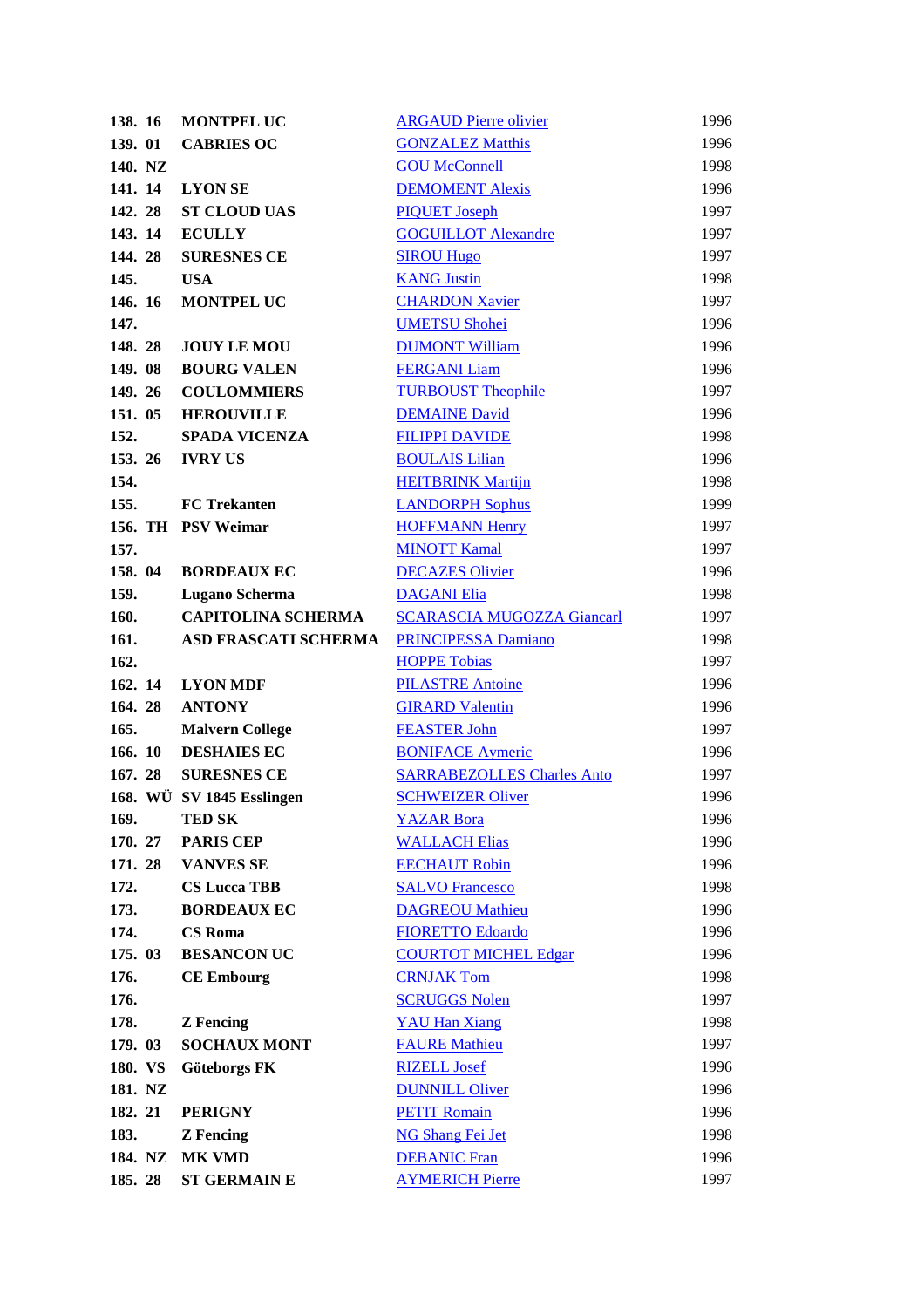| | | | | |
|---|---|---|---|---|
| 138. | 16 | MONTPEL UC | ARGAUD Pierre olivier | 1996 |
| 139. | 01 | CABRIES OC | GONZALEZ Matthis | 1996 |
| 140. | NZ | | GOU McConnell | 1998 |
| 141. | 14 | LYON SE | DEMOMENT Alexis | 1996 |
| 142. | 28 | ST CLOUD UAS | PIQUET Joseph | 1997 |
| 143. | 14 | ECULLY | GOGUILLOT Alexandre | 1997 |
| 144. | 28 | SURESNES CE | SIROU Hugo | 1997 |
| 145. | | USA | KANG Justin | 1998 |
| 146. | 16 | MONTPEL UC | CHARDON Xavier | 1997 |
| 147. | | | UMETSU Shohei | 1996 |
| 148. | 28 | JOUY LE MOU | DUMONT William | 1996 |
| 149. | 08 | BOURG VALEN | FERGANI Liam | 1996 |
| 149. | 26 | COULOMMIERS | TURBOUST Theophile | 1997 |
| 151. | 05 | HEROUVILLE | DEMAINE David | 1996 |
| 152. | | SPADA VICENZA | FILIPPI DAVIDE | 1998 |
| 153. | 26 | IVRY US | BOULAIS Lilian | 1996 |
| 154. | | | HEITBRINK Martijn | 1998 |
| 155. | | FC Trekanten | LANDORPH Sophus | 1999 |
| 156. | TH | PSV Weimar | HOFFMANN Henry | 1997 |
| 157. | | | MINOTT Kamal | 1997 |
| 158. | 04 | BORDEAUX EC | DECAZES Olivier | 1996 |
| 159. | | Lugano Scherma | DAGANI Elia | 1998 |
| 160. | | CAPITOLINA SCHERMA | SCARASCIA MUGOZZA Giancarl | 1997 |
| 161. | | ASD FRASCATI SCHERMA | PRINCIPESSA Damiano | 1998 |
| 162. | | | HOPPE Tobias | 1997 |
| 162. | 14 | LYON MDF | PILASTRE Antoine | 1996 |
| 164. | 28 | ANTONY | GIRARD Valentin | 1996 |
| 165. | | Malvern College | FEASTER John | 1997 |
| 166. | 10 | DESHAIES EC | BONIFACE Aymeric | 1996 |
| 167. | 28 | SURESNES CE | SARRABEZOLLES Charles Anto | 1997 |
| 168. | WÜ | SV 1845 Esslingen | SCHWEIZER Oliver | 1996 |
| 169. | | TED SK | YAZAR Bora | 1996 |
| 170. | 27 | PARIS CEP | WALLACH Elias | 1996 |
| 171. | 28 | VANVES SE | EECHAUT Robin | 1996 |
| 172. | | CS Lucca TBB | SALVO Francesco | 1998 |
| 173. | | BORDEAUX EC | DAGREOU Mathieu | 1996 |
| 174. | | CS Roma | FIORETTO Edoardo | 1996 |
| 175. | 03 | BESANCON UC | COURTOT MICHEL Edgar | 1996 |
| 176. | | CE Embourg | CRNJAK Tom | 1998 |
| 176. | | | SCRUGGS Nolen | 1997 |
| 178. | | Z Fencing | YAU Han Xiang | 1998 |
| 179. | 03 | SOCHAUX MONT | FAURE Mathieu | 1997 |
| 180. | VS | Göteborgs FK | RIZELL Josef | 1996 |
| 181. | NZ | | DUNNILL Oliver | 1996 |
| 182. | 21 | PERIGNY | PETIT Romain | 1996 |
| 183. | | Z Fencing | NG Shang Fei Jet | 1998 |
| 184. | NZ | MK VMD | DEBANIC Fran | 1996 |
| 185. | 28 | ST GERMAIN E | AYMERICH Pierre | 1997 |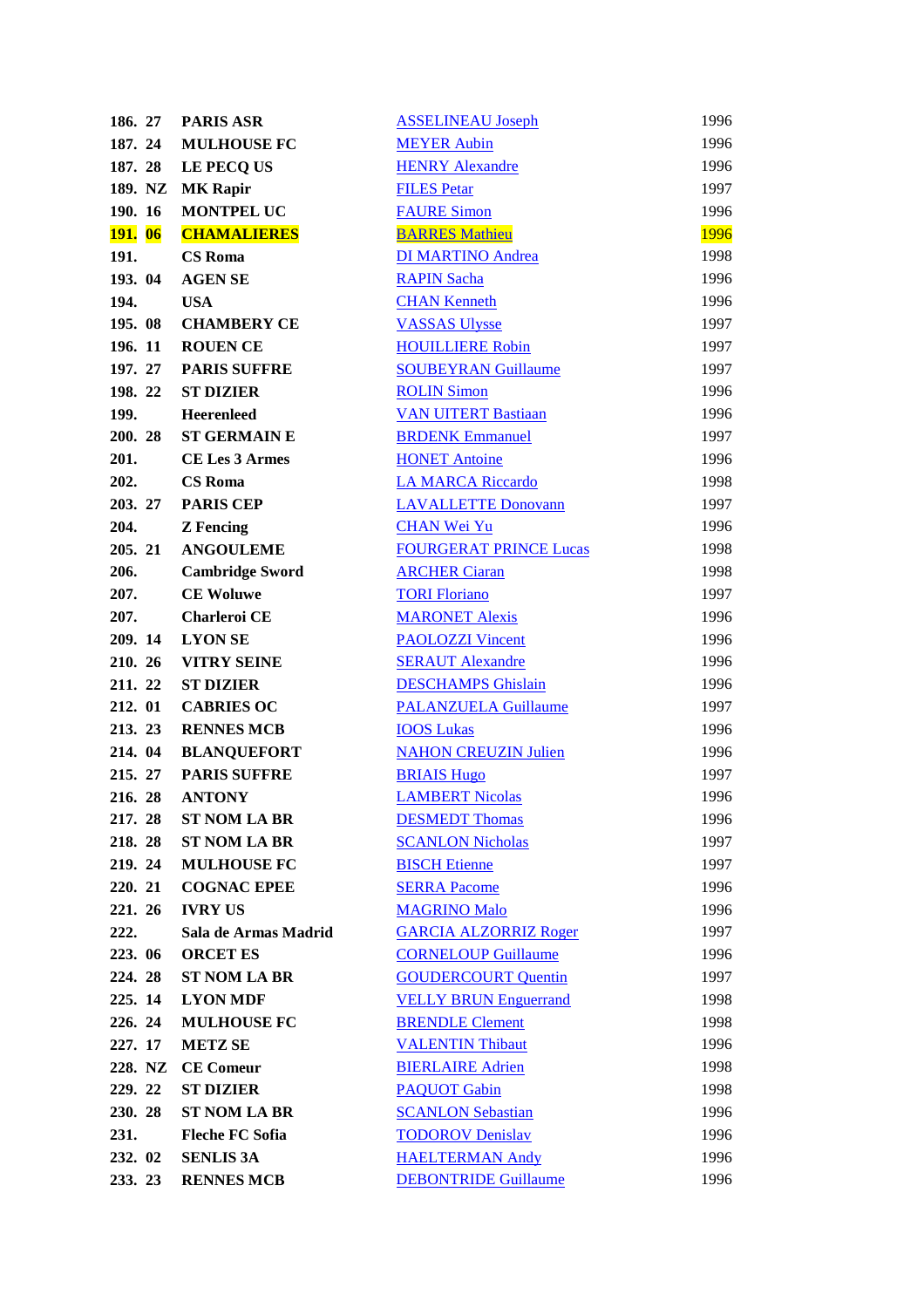| | | | | |
|---|---|---|---|---|
| **186.** | **27** | **PARIS ASR** | ASSELINEAU Joseph | 1996 |
| **187.** | **24** | **MULHOUSE FC** | MEYER Aubin | 1996 |
| **187.** | **28** | **LE PECQ US** | HENRY Alexandre | 1996 |
| **189.** | **NZ** | **MK Rapir** | FILES Petar | 1997 |
| **190.** | **16** | **MONTPEL UC** | FAURE Simon | 1996 |
| **191.** | **06** | **CHAMALIERES** | BARRES Mathieu | 1996 |
| **191.** | | **CS Roma** | DI MARTINO Andrea | 1998 |
| **193.** | **04** | **AGEN SE** | RAPIN Sacha | 1996 |
| **194.** | | **USA** | CHAN Kenneth | 1996 |
| **195.** | **08** | **CHAMBERY CE** | VASSAS Ulysse | 1997 |
| **196.** | **11** | **ROUEN CE** | HOUILLIERE Robin | 1997 |
| **197.** | **27** | **PARIS SUFFRE** | SOUBEYRAN Guillaume | 1997 |
| **198.** | **22** | **ST DIZIER** | ROLIN Simon | 1996 |
| **199.** | | **Heerenleed** | VAN UITERT Bastiaan | 1996 |
| **200.** | **28** | **ST GERMAIN E** | BRDENK Emmanuel | 1997 |
| **201.** | | **CE Les 3 Armes** | HONET Antoine | 1996 |
| **202.** | | **CS Roma** | LA MARCA Riccardo | 1998 |
| **203.** | **27** | **PARIS CEP** | LAVALLETTE Donovann | 1997 |
| **204.** | | **Z Fencing** | CHAN Wei Yu | 1996 |
| **205.** | **21** | **ANGOULEME** | FOURGERAT PRINCE Lucas | 1998 |
| **206.** | | **Cambridge Sword** | ARCHER Ciaran | 1998 |
| **207.** | | **CE Woluwe** | TORI Floriano | 1997 |
| **207.** | | **Charleroi CE** | MARONET Alexis | 1996 |
| **209.** | **14** | **LYON SE** | PAOLOZZI Vincent | 1996 |
| **210.** | **26** | **VITRY SEINE** | SERAUT Alexandre | 1996 |
| **211.** | **22** | **ST DIZIER** | DESCHAMPS Ghislain | 1996 |
| **212.** | **01** | **CABRIES OC** | PALANZUELA Guillaume | 1997 |
| **213.** | **23** | **RENNES MCB** | IOOS Lukas | 1996 |
| **214.** | **04** | **BLANQUEFORT** | NAHON CREUZIN Julien | 1996 |
| **215.** | **27** | **PARIS SUFFRE** | BRIAIS Hugo | 1997 |
| **216.** | **28** | **ANTONY** | LAMBERT Nicolas | 1996 |
| **217.** | **28** | **ST NOM LA BR** | DESMEDT Thomas | 1996 |
| **218.** | **28** | **ST NOM LA BR** | SCANLON Nicholas | 1997 |
| **219.** | **24** | **MULHOUSE FC** | BISCH Etienne | 1997 |
| **220.** | **21** | **COGNAC EPEE** | SERRA Pacome | 1996 |
| **221.** | **26** | **IVRY US** | MAGRINO Malo | 1996 |
| **222.** | | **Sala de Armas Madrid** | GARCIA ALZORRIZ Roger | 1997 |
| **223.** | **06** | **ORCET ES** | CORNELOUP Guillaume | 1996 |
| **224.** | **28** | **ST NOM LA BR** | GOUDERCOURT Quentin | 1997 |
| **225.** | **14** | **LYON MDF** | VELLY BRUN Enguerrand | 1998 |
| **226.** | **24** | **MULHOUSE FC** | BRENDLE Clement | 1998 |
| **227.** | **17** | **METZ SE** | VALENTIN Thibaut | 1996 |
| **228.** | **NZ** | **CE Comeur** | BIERLAIRE Adrien | 1998 |
| **229.** | **22** | **ST DIZIER** | PAQUOT Gabin | 1998 |
| **230.** | **28** | **ST NOM LA BR** | SCANLON Sebastian | 1996 |
| **231.** | | **Fleche FC Sofia** | TODOROV Denislav | 1996 |
| **232.** | **02** | **SENLIS 3A** | HAELTERMAN Andy | 1996 |
| **233.** | **23** | **RENNES MCB** | DEBONTRIDE Guillaume | 1996 |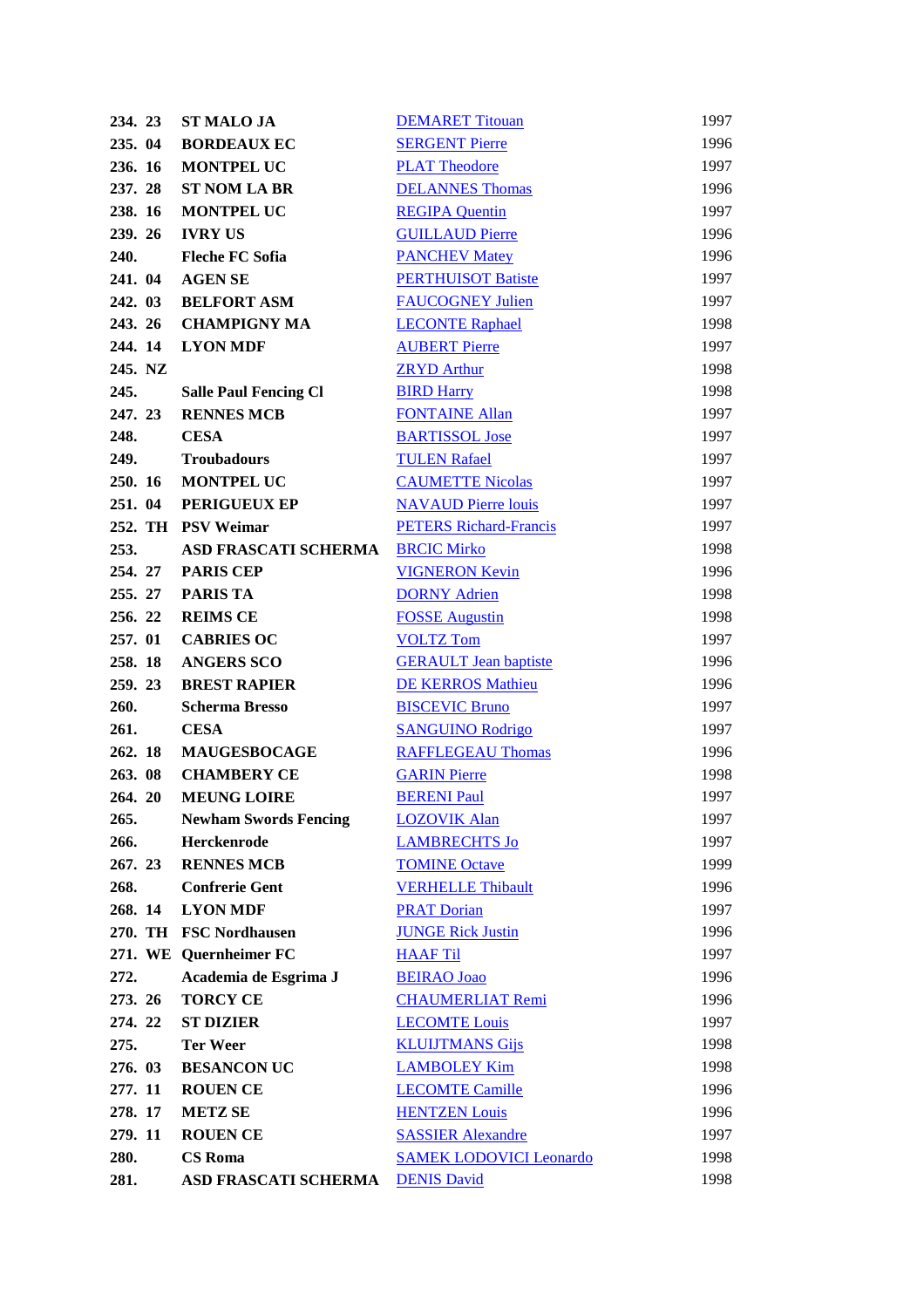| | | | | |
|---|---|---|---|---|
| 234. | 23 | ST MALO JA | DEMARET Titouan | 1997 |
| 235. | 04 | BORDEAUX EC | SERGENT Pierre | 1996 |
| 236. | 16 | MONTPEL UC | PLAT Theodore | 1997 |
| 237. | 28 | ST NOM LA BR | DELANNES Thomas | 1996 |
| 238. | 16 | MONTPEL UC | REGIPA Quentin | 1997 |
| 239. | 26 | IVRY US | GUILLAUD Pierre | 1996 |
| 240. | | Fleche FC Sofia | PANCHEV Matey | 1996 |
| 241. | 04 | AGEN SE | PERTHUISOT Batiste | 1997 |
| 242. | 03 | BELFORT ASM | FAUCOGNEY Julien | 1997 |
| 243. | 26 | CHAMPIGNY MA | LECONTE Raphael | 1998 |
| 244. | 14 | LYON MDF | AUBERT Pierre | 1997 |
| 245. | NZ | | ZRYD Arthur | 1998 |
| 245. | | Salle Paul Fencing Cl | BIRD Harry | 1998 |
| 247. | 23 | RENNES MCB | FONTAINE Allan | 1997 |
| 248. | | CESA | BARTISSOL Jose | 1997 |
| 249. | | Troubadours | TULEN Rafael | 1997 |
| 250. | 16 | MONTPEL UC | CAUMETTE Nicolas | 1997 |
| 251. | 04 | PERIGUEUX EP | NAVAUD Pierre louis | 1997 |
| 252. | TH | PSV Weimar | PETERS Richard-Francis | 1997 |
| 253. | | ASD FRASCATI SCHERMA | BRCIC Mirko | 1998 |
| 254. | 27 | PARIS CEP | VIGNERON Kevin | 1996 |
| 255. | 27 | PARIS TA | DORNY Adrien | 1998 |
| 256. | 22 | REIMS CE | FOSSE Augustin | 1998 |
| 257. | 01 | CABRIES OC | VOLTZ Tom | 1997 |
| 258. | 18 | ANGERS SCO | GERAULT Jean baptiste | 1996 |
| 259. | 23 | BREST RAPIER | DE KERROS Mathieu | 1996 |
| 260. | | Scherma Bresso | BISCEVIC Bruno | 1997 |
| 261. | | CESA | SANGUINO Rodrigo | 1997 |
| 262. | 18 | MAUGESBOCAGE | RAFFLEGEAU Thomas | 1996 |
| 263. | 08 | CHAMBERY CE | GARIN Pierre | 1998 |
| 264. | 20 | MEUNG LOIRE | BERENI Paul | 1997 |
| 265. | | Newham Swords Fencing | LOZOVIK Alan | 1997 |
| 266. | | Herckenrode | LAMBRECHTS Jo | 1997 |
| 267. | 23 | RENNES MCB | TOMINE Octave | 1999 |
| 268. | | Confrerie Gent | VERHELLE Thibault | 1996 |
| 268. | 14 | LYON MDF | PRAT Dorian | 1997 |
| 270. | TH | FSC Nordhausen | JUNGE Rick Justin | 1996 |
| 271. | WE | Quernheimer FC | HAAF Til | 1997 |
| 272. | | Academia de Esgrima J | BEIRAO Joao | 1996 |
| 273. | 26 | TORCY CE | CHAUMERLIAT Remi | 1996 |
| 274. | 22 | ST DIZIER | LECOMTE Louis | 1997 |
| 275. | | Ter Weer | KLUIJTMANS Gijs | 1998 |
| 276. | 03 | BESANCON UC | LAMBOLEY Kim | 1998 |
| 277. | 11 | ROUEN CE | LECOMTE Camille | 1996 |
| 278. | 17 | METZ SE | HENTZEN Louis | 1996 |
| 279. | 11 | ROUEN CE | SASSIER Alexandre | 1997 |
| 280. | | CS Roma | SAMEK LODOVICI Leonardo | 1998 |
| 281. | | ASD FRASCATI SCHERMA | DENIS David | 1998 |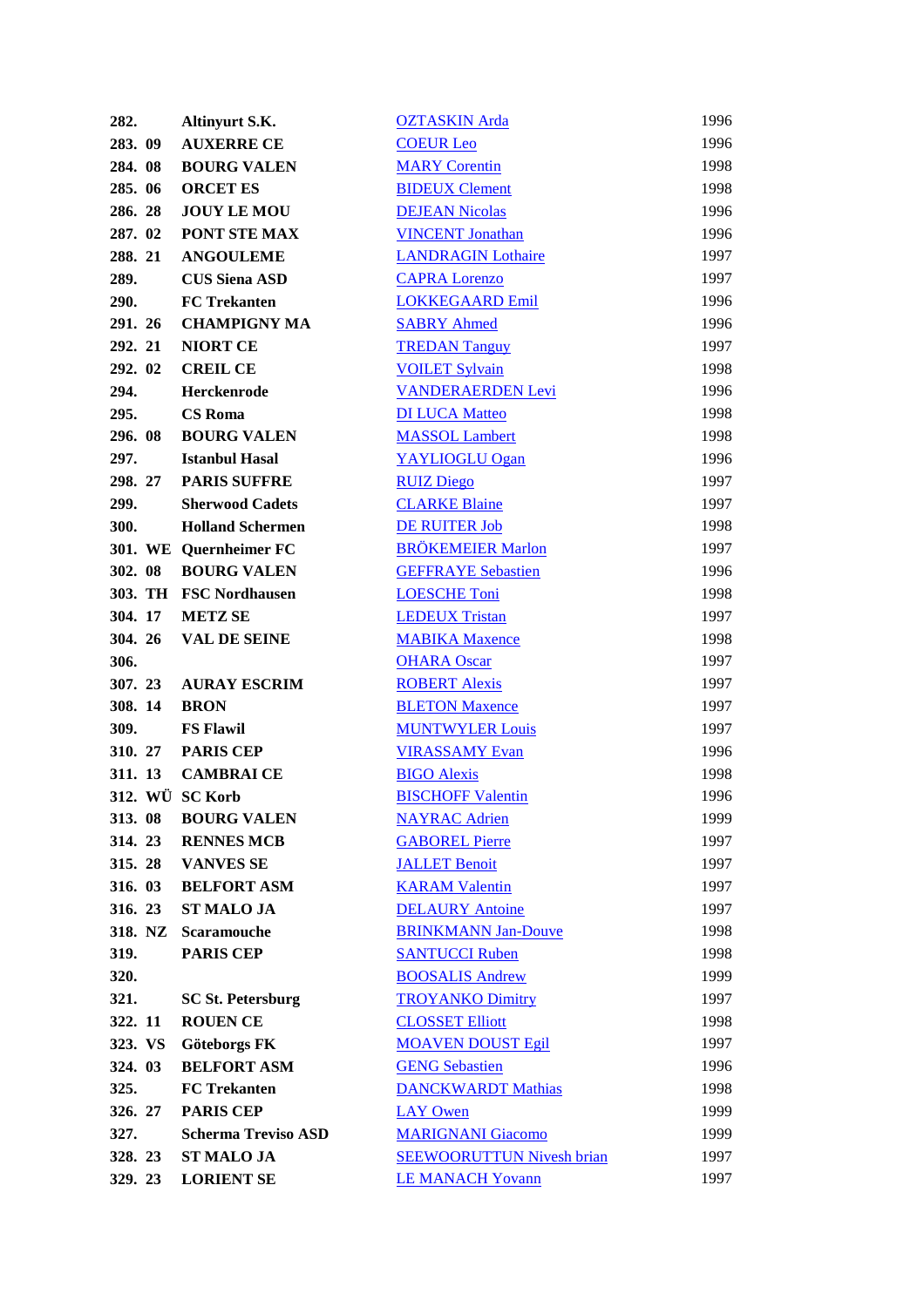| | | | | |
|---|---|---|---|---|
| **282.** | | **Altinyurt S.K.** | OZTASKIN Arda | 1996 |
| **283.** | **09** | **AUXERRE CE** | COEUR Leo | 1996 |
| **284.** | **08** | **BOURG VALEN** | MARY Corentin | 1998 |
| **285.** | **06** | **ORCET ES** | BIDEUX Clement | 1998 |
| **286.** | **28** | **JOUY LE MOU** | DEJEAN Nicolas | 1996 |
| **287.** | **02** | **PONT STE MAX** | VINCENT Jonathan | 1996 |
| **288.** | **21** | **ANGOULEME** | LANDRAGIN Lothaire | 1997 |
| **289.** | | **CUS Siena ASD** | CAPRA Lorenzo | 1997 |
| **290.** | | **FC Trekanten** | LOKKEGAARD Emil | 1996 |
| **291.** | **26** | **CHAMPIGNY MA** | SABRY Ahmed | 1996 |
| **292.** | **21** | **NIORT CE** | TREDAN Tanguy | 1997 |
| **292.** | **02** | **CREIL CE** | VOILET Sylvain | 1998 |
| **294.** | | **Herckenrode** | VANDERAERDEN Levi | 1996 |
| **295.** | | **CS Roma** | DI LUCA Matteo | 1998 |
| **296.** | **08** | **BOURG VALEN** | MASSOL Lambert | 1998 |
| **297.** | | **Istanbul Hasal** | YAYLIOGLU Ogan | 1996 |
| **298.** | **27** | **PARIS SUFFRE** | RUIZ Diego | 1997 |
| **299.** | | **Sherwood Cadets** | CLARKE Blaine | 1997 |
| **300.** | | **Holland Schermen** | DE RUITER Job | 1998 |
| **301.** | **WE** | **Quernheimer FC** | BRÖKEMEIER Marlon | 1997 |
| **302.** | **08** | **BOURG VALEN** | GEFFRAYE Sebastien | 1996 |
| **303.** | **TH** | **FSC Nordhausen** | LOESCHE Toni | 1998 |
| **304.** | **17** | **METZ SE** | LEDEUX Tristan | 1997 |
| **304.** | **26** | **VAL DE SEINE** | MABIKA Maxence | 1998 |
| **306.** | | | OHARA Oscar | 1997 |
| **307.** | **23** | **AURAY ESCRIM** | ROBERT Alexis | 1997 |
| **308.** | **14** | **BRON** | BLETON Maxence | 1997 |
| **309.** | | **FS Flawil** | MUNTWYLER Louis | 1997 |
| **310.** | **27** | **PARIS CEP** | VIRASSAMY Evan | 1996 |
| **311.** | **13** | **CAMBRAI CE** | BIGO Alexis | 1998 |
| **312.** | **WÜ** | **SC Korb** | BISCHOFF Valentin | 1996 |
| **313.** | **08** | **BOURG VALEN** | NAYRAC Adrien | 1999 |
| **314.** | **23** | **RENNES MCB** | GABOREL Pierre | 1997 |
| **315.** | **28** | **VANVES SE** | JALLET Benoit | 1997 |
| **316.** | **03** | **BELFORT ASM** | KARAM Valentin | 1997 |
| **316.** | **23** | **ST MALO JA** | DELAURY Antoine | 1997 |
| **318.** | **NZ** | **Scaramouche** | BRINKMANN Jan-Douve | 1998 |
| **319.** | | **PARIS CEP** | SANTUCCI Ruben | 1998 |
| **320.** | | | BOOSALIS Andrew | 1999 |
| **321.** | | **SC St. Petersburg** | TROYANKO Dimitry | 1997 |
| **322.** | **11** | **ROUEN CE** | CLOSSET Elliott | 1998 |
| **323.** | **VS** | **Göteborgs FK** | MOAVEN DOUST Egil | 1997 |
| **324.** | **03** | **BELFORT ASM** | GENG Sebastien | 1996 |
| **325.** | | **FC Trekanten** | DANCKWARDT Mathias | 1998 |
| **326.** | **27** | **PARIS CEP** | LAY Owen | 1999 |
| **327.** | | **Scherma Treviso ASD** | MARIGNANI Giacomo | 1999 |
| **328.** | **23** | **ST MALO JA** | SEEWOORUTTUN Nivesh brian | 1997 |
| **329.** | **23** | **LORIENT SE** | LE MANACH Yovann | 1997 |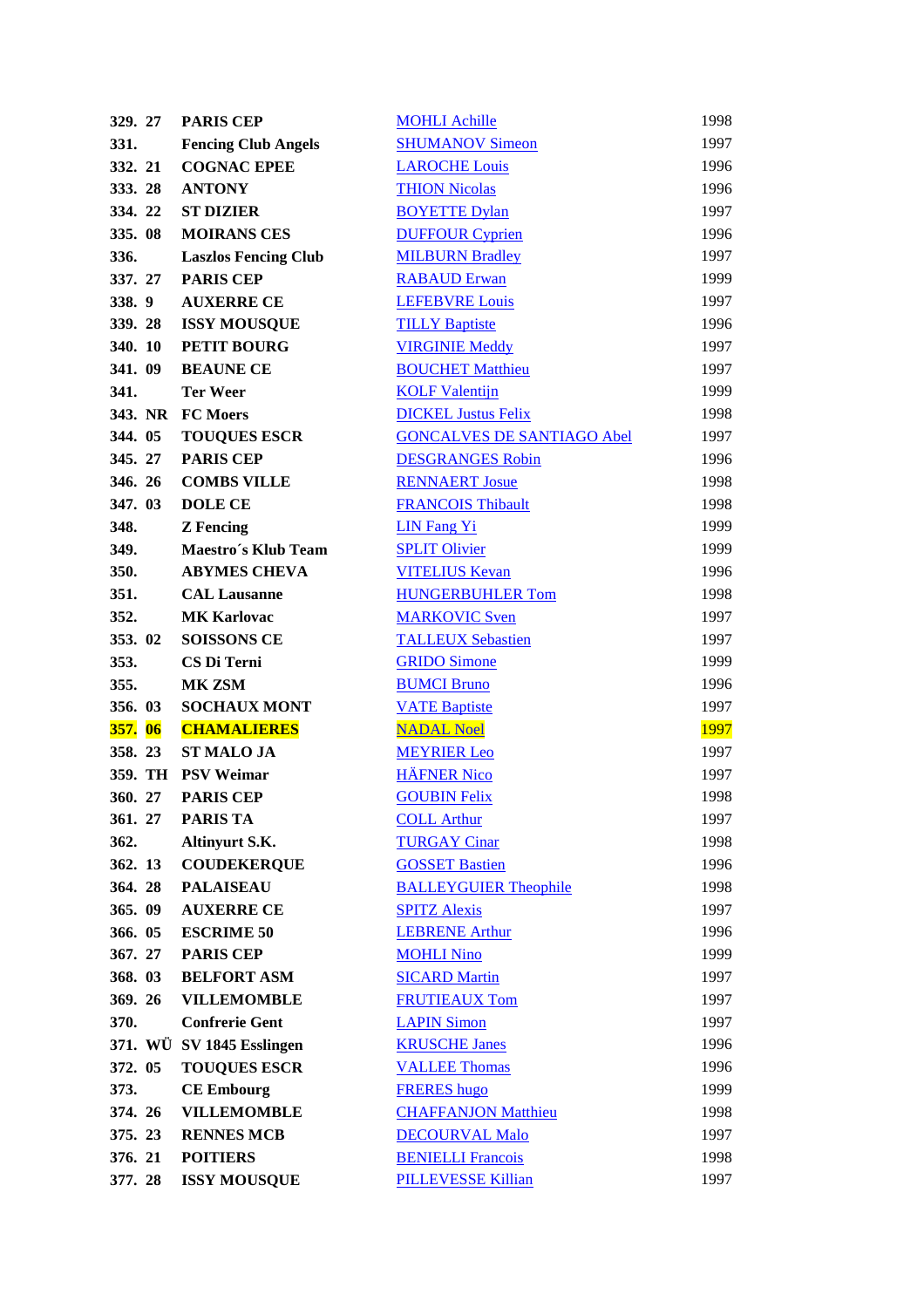| | | | | |
|---|---|---|---|---|
| **329.** | **27** | **PARIS CEP** | MOHLI Achille | 1998 |
| **331.** | | **Fencing Club Angels** | SHUMANOV Simeon | 1997 |
| **332.** | **21** | **COGNAC EPEE** | LAROCHE Louis | 1996 |
| **333.** | **28** | **ANTONY** | THION Nicolas | 1996 |
| **334.** | **22** | **ST DIZIER** | BOYETTE Dylan | 1997 |
| **335.** | **08** | **MOIRANS CES** | DUFFOUR Cyprien | 1996 |
| **336.** | | **Laszlos Fencing Club** | MILBURN Bradley | 1997 |
| **337.** | **27** | **PARIS CEP** | RABAUD Erwan | 1999 |
| **338.** | **9** | **AUXERRE CE** | LEFEBVRE Louis | 1997 |
| **339.** | **28** | **ISSY MOUSQUE** | TILLY Baptiste | 1996 |
| **340.** | **10** | **PETIT BOURG** | VIRGINIE Meddy | 1997 |
| **341.** | **09** | **BEAUNE CE** | BOUCHET Matthieu | 1997 |
| **341.** | | **Ter Weer** | KOLF Valentijn | 1999 |
| **343.** | **NR** | **FC Moers** | DICKEL Justus Felix | 1998 |
| **344.** | **05** | **TOUQUES ESCR** | GONCALVES DE SANTIAGO Abel | 1997 |
| **345.** | **27** | **PARIS CEP** | DESGRANGES Robin | 1996 |
| **346.** | **26** | **COMBS VILLE** | RENNAERT Josue | 1998 |
| **347.** | **03** | **DOLE CE** | FRANCOIS Thibault | 1998 |
| **348.** | | **Z Fencing** | LIN Fang Yi | 1999 |
| **349.** | | **Maestro´s Klub Team** | SPLIT Olivier | 1999 |
| **350.** | | **ABYMES CHEVA** | VITELIUS Kevan | 1996 |
| **351.** | | **CAL Lausanne** | HUNGERBUHLER Tom | 1998 |
| **352.** | | **MK Karlovac** | MARKOVIC Sven | 1997 |
| **353.** | **02** | **SOISSONS CE** | TALLEUX Sebastien | 1997 |
| **353.** | | **CS Di Terni** | GRIDO Simone | 1999 |
| **355.** | | **MK ZSM** | BUMCI Bruno | 1996 |
| **356.** | **03** | **SOCHAUX MONT** | VATE Baptiste | 1997 |
| **357.** | **06** | **CHAMALIERES** | NADAL Noel | 1997 |
| **358.** | **23** | **ST MALO JA** | MEYRIER Leo | 1997 |
| **359.** | **TH** | **PSV Weimar** | HÄFNER Nico | 1997 |
| **360.** | **27** | **PARIS CEP** | GOUBIN Felix | 1998 |
| **361.** | **27** | **PARIS TA** | COLL Arthur | 1997 |
| **362.** | | **Altinyurt S.K.** | TURGAY Cinar | 1998 |
| **362.** | **13** | **COUDEKERQUE** | GOSSET Bastien | 1996 |
| **364.** | **28** | **PALAISEAU** | BALLEYGUIER Theophile | 1998 |
| **365.** | **09** | **AUXERRE CE** | SPITZ Alexis | 1997 |
| **366.** | **05** | **ESCRIME 50** | LEBRENE Arthur | 1996 |
| **367.** | **27** | **PARIS CEP** | MOHLI Nino | 1999 |
| **368.** | **03** | **BELFORT ASM** | SICARD Martin | 1997 |
| **369.** | **26** | **VILLEMOMBLE** | FRUTIEAUX Tom | 1997 |
| **370.** | | **Confrerie Gent** | LAPIN Simon | 1997 |
| **371.** | **WÜ** | **SV 1845 Esslingen** | KRUSCHE Janes | 1996 |
| **372.** | **05** | **TOUQUES ESCR** | VALLEE Thomas | 1996 |
| **373.** | | **CE Embourg** | FRERES hugo | 1999 |
| **374.** | **26** | **VILLEMOMBLE** | CHAFFANJON Matthieu | 1998 |
| **375.** | **23** | **RENNES MCB** | DECOURVAL Malo | 1997 |
| **376.** | **21** | **POITIERS** | BENIELLI Francois | 1998 |
| **377.** | **28** | **ISSY MOUSQUE** | PILLEVESSE Killian | 1997 |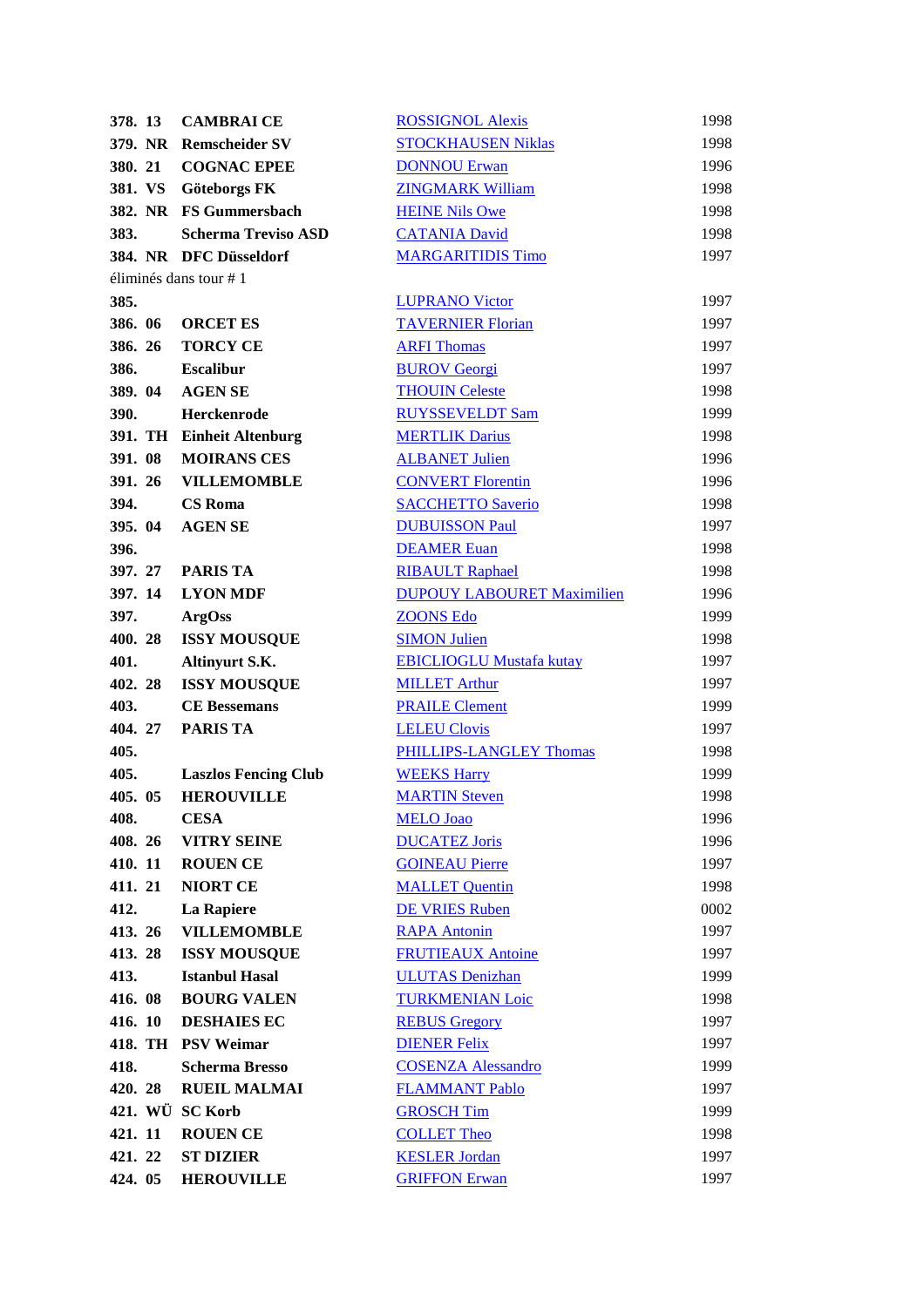| | | | | |
|---|---|---|---|---|
| **378.** | **13** | **CAMBRAI CE** | ROSSIGNOL Alexis | 1998 |
| **379.** | **NR** | **Remscheider SV** | STOCKHAUSEN Niklas | 1998 |
| **380.** | **21** | **COGNAC EPEE** | DONNOU Erwan | 1996 |
| **381.** | **VS** | **Göteborgs FK** | ZINGMARK William | 1998 |
| **382.** | **NR** | **FS Gummersbach** | HEINE Nils Owe | 1998 |
| **383.** | | **Scherma Treviso ASD** | CATANIA David | 1998 |
| **384.** | **NR** | **DFC Düsseldorf** | MARGARITIDIS Timo | 1997 |
| éliminés dans tour # 1 | | | | |
| **385.** | | | LUPRANO Victor | 1997 |
| **386.** | **06** | **ORCET ES** | TAVERNIER Florian | 1997 |
| **386.** | **26** | **TORCY CE** | ARFI Thomas | 1997 |
| **386.** | | **Escalibur** | BUROV Georgi | 1997 |
| **389.** | **04** | **AGEN SE** | THOUIN Celeste | 1998 |
| **390.** | | **Herckenrode** | RUYSSEVELDT Sam | 1999 |
| **391.** | **TH** | **Einheit Altenburg** | MERTLIK Darius | 1998 |
| **391.** | **08** | **MOIRANS CES** | ALBANET Julien | 1996 |
| **391.** | **26** | **VILLEMOMBLE** | CONVERT Florentin | 1996 |
| **394.** | | **CS Roma** | SACCHETTO Saverio | 1998 |
| **395.** | **04** | **AGEN SE** | DUBUISSON Paul | 1997 |
| **396.** | | | DEAMER Euan | 1998 |
| **397.** | **27** | **PARIS TA** | RIBAULT Raphael | 1998 |
| **397.** | **14** | **LYON MDF** | DUPOUY LABOURET Maximilien | 1996 |
| **397.** | | **ArgOss** | ZOONS Edo | 1999 |
| **400.** | **28** | **ISSY MOUSQUE** | SIMON Julien | 1998 |
| **401.** | | **Altinyurt S.K.** | EBICLIOGLU Mustafa kutay | 1997 |
| **402.** | **28** | **ISSY MOUSQUE** | MILLET Arthur | 1997 |
| **403.** | | **CE Bessemans** | PRAILE Clement | 1999 |
| **404.** | **27** | **PARIS TA** | LELEU Clovis | 1997 |
| **405.** | | | PHILLIPS-LANGLEY Thomas | 1998 |
| **405.** | | **Laszlos Fencing Club** | WEEKS Harry | 1999 |
| **405.** | **05** | **HEROUVILLE** | MARTIN Steven | 1998 |
| **408.** | | **CESA** | MELO Joao | 1996 |
| **408.** | **26** | **VITRY SEINE** | DUCATEZ Joris | 1996 |
| **410.** | **11** | **ROUEN CE** | GOINEAU Pierre | 1997 |
| **411.** | **21** | **NIORT CE** | MALLET Quentin | 1998 |
| **412.** | | **La Rapiere** | DE VRIES Ruben | 0002 |
| **413.** | **26** | **VILLEMOMBLE** | RAPA Antonin | 1997 |
| **413.** | **28** | **ISSY MOUSQUE** | FRUTIEAUX Antoine | 1997 |
| **413.** | | **Istanbul Hasal** | ULUTAS Denizhan | 1999 |
| **416.** | **08** | **BOURG VALEN** | TURKMENIAN Loic | 1998 |
| **416.** | **10** | **DESHAIES EC** | REBUS Gregory | 1997 |
| **418.** | **TH** | **PSV Weimar** | DIENER Felix | 1997 |
| **418.** | | **Scherma Bresso** | COSENZA Alessandro | 1999 |
| **420.** | **28** | **RUEIL MALMAI** | FLAMMANT Pablo | 1997 |
| **421.** | **WÜ** | **SC Korb** | GROSCH Tim | 1999 |
| **421.** | **11** | **ROUEN CE** | COLLET Theo | 1998 |
| **421.** | **22** | **ST DIZIER** | KESLER Jordan | 1997 |
| **424.** | **05** | **HEROUVILLE** | GRIFFON Erwan | 1997 |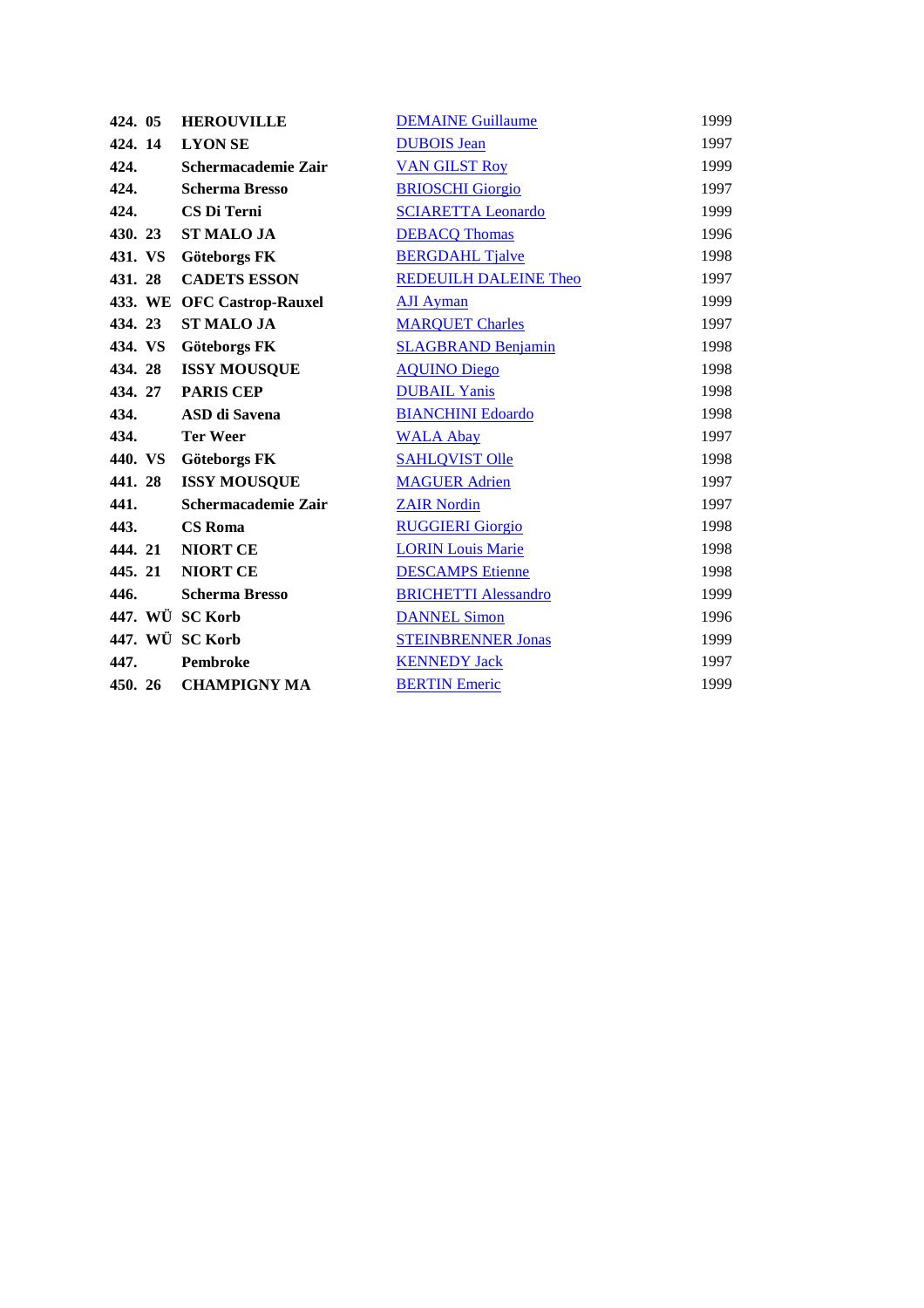| | | | | |
|---|---|---|---|---|
| **424.** | **05** | **HEROUVILLE** | DEMAINE Guillaume | 1999 |
| **424.** | **14** | **LYON SE** | DUBOIS Jean | 1997 |
| **424.** | | **Schermacademie Zair** | VAN GILST Roy | 1999 |
| **424.** | | **Scherma Bresso** | BRIOSCHI Giorgio | 1997 |
| **424.** | | **CS Di Terni** | SCIARETTA Leonardo | 1999 |
| **430.** | **23** | **ST MALO JA** | DEBACQ Thomas | 1996 |
| **431.** | **VS** | **Göteborgs FK** | BERGDAHL Tjalve | 1998 |
| **431.** | **28** | **CADETS ESSON** | REDEUILH DALEINE Theo | 1997 |
| **433.** | **WE** | **OFC Castrop-Rauxel** | AJI Ayman | 1999 |
| **434.** | **23** | **ST MALO JA** | MARQUET Charles | 1997 |
| **434.** | **VS** | **Göteborgs FK** | SLAGBRAND Benjamin | 1998 |
| **434.** | **28** | **ISSY MOUSQUE** | AQUINO Diego | 1998 |
| **434.** | **27** | **PARIS CEP** | DUBAIL Yanis | 1998 |
| **434.** | | **ASD di Savena** | BIANCHINI Edoardo | 1998 |
| **434.** | | **Ter Weer** | WALA Abay | 1997 |
| **440.** | **VS** | **Göteborgs FK** | SAHLQVIST Olle | 1998 |
| **441.** | **28** | **ISSY MOUSQUE** | MAGUER Adrien | 1997 |
| **441.** | | **Schermacademie Zair** | ZAIR Nordin | 1997 |
| **443.** | | **CS Roma** | RUGGIERI Giorgio | 1998 |
| **444.** | **21** | **NIORT CE** | LORIN Louis Marie | 1998 |
| **445.** | **21** | **NIORT CE** | DESCAMPS Etienne | 1998 |
| **446.** | | **Scherma Bresso** | BRICHETTI Alessandro | 1999 |
| **447.** | **WÜ** | **SC Korb** | DANNEL Simon | 1996 |
| **447.** | **WÜ** | **SC Korb** | STEINBRENNER Jonas | 1999 |
| **447.** | | **Pembroke** | KENNEDY Jack | 1997 |
| **450.** | **26** | **CHAMPIGNY MA** | BERTIN Emeric | 1999 |